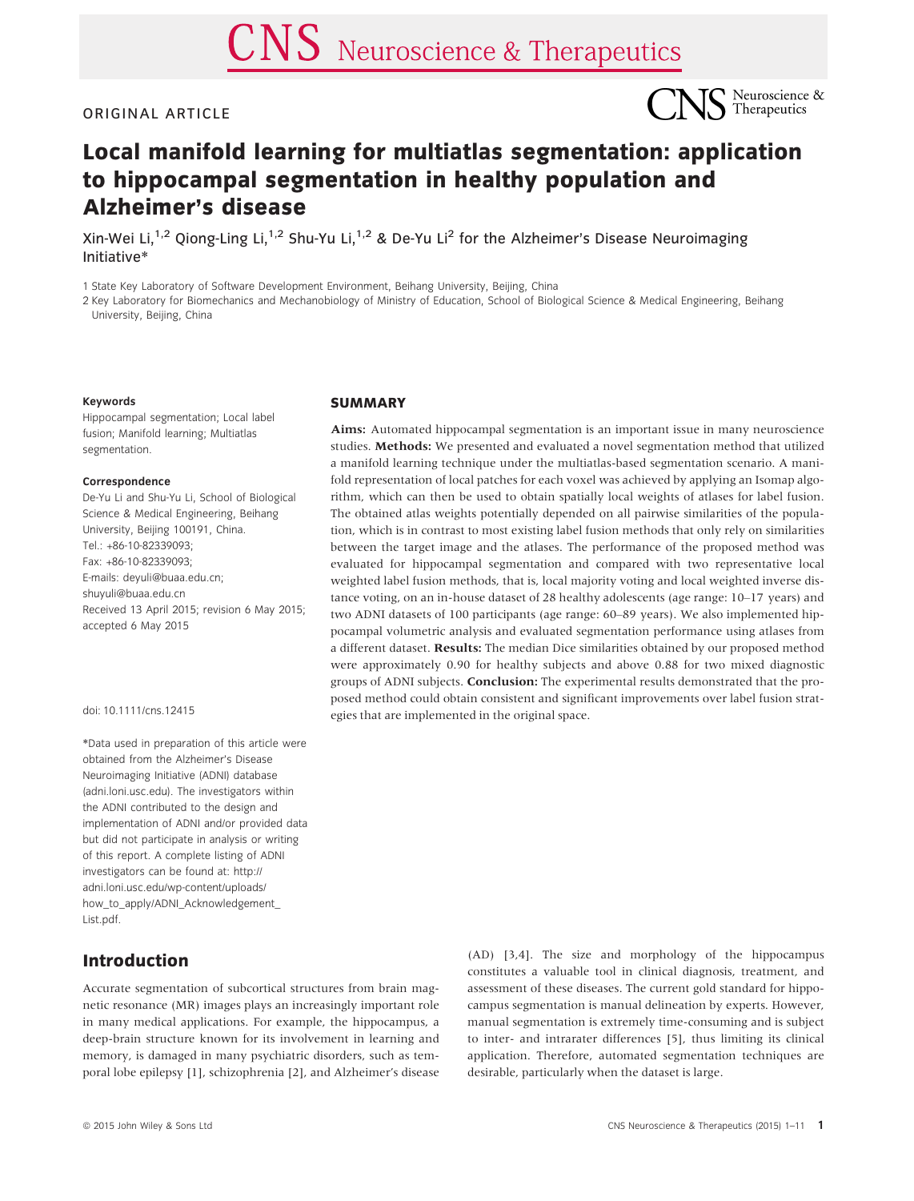ORIGINAL ARTICLE

# Local manifold learning for multiatlas segmentation: application to hippocampal segmentation in healthy population and Alzheimer's disease

Xin-Wei Li,[1,2] Qiong-Ling Li,[1,2] Shu-Yu Li,[1,2] & De-Yu Li[2] for the Alzheimer's Disease Neuroimaging Initiative*

1 State Key Laboratory of Software Development Environment, Beihang University, Beijing, China

2 Key Laboratory for Biomechanics and Mechanobiology of Ministry of Education, School of Biological Science & Medical Engineering, Beihang University, Beijing, China

#### Keywords

Hippocampal segmentation; Local label fusion; Manifold learning; Multiatlas segmentation.

#### Correspondence

De-Yu Li and Shu-Yu Li, School of Biological Science & Medical Engineering, Beihang University, Beijing 100191, China.
Tel.: +86-10-82339093;
Fax: +86-10-82339093;
E-mails: deyuli@buaa.edu.cn;
shuyuli@buaa.edu.cn
Received 13 April 2015; revision 6 May 2015; accepted 6 May 2015

doi: 10.1111/cns.12415

*Data used in preparation of this article were obtained from the Alzheimer's Disease Neuroimaging Initiative (ADNI) database (adni.loni.usc.edu). The investigators within the ADNI contributed to the design and implementation of ADNI and/or provided data but did not participate in analysis or writing of this report. A complete listing of ADNI investigators can be found at: http://adni.loni.usc.edu/wp-content/uploads/how_to_apply/ADNI_Acknowledgement_List.pdf.

## SUMMARY

**Aims:** Automated hippocampal segmentation is an important issue in many neuroscience studies. **Methods:** We presented and evaluated a novel segmentation method that utilized a manifold learning technique under the multiatlas-based segmentation scenario. A manifold representation of local patches for each voxel was achieved by applying an Isomap algorithm, which can then be used to obtain spatially local weights of atlases for label fusion. The obtained atlas weights potentially depended on all pairwise similarities of the population, which is in contrast to most existing label fusion methods that only rely on similarities between the target image and the atlases. The performance of the proposed method was evaluated for hippocampal segmentation and compared with two representative local weighted label fusion methods, that is, local majority voting and local weighted inverse distance voting, on an in-house dataset of 28 healthy adolescents (age range: 10–17 years) and two ADNI datasets of 100 participants (age range: 60–89 years). We also implemented hippocampal volumetric analysis and evaluated segmentation performance using atlases from a different dataset. **Results:** The median Dice similarities obtained by our proposed method were approximately 0.90 for healthy subjects and above 0.88 for two mixed diagnostic groups of ADNI subjects. **Conclusion:** The experimental results demonstrated that the proposed method could obtain consistent and significant improvements over label fusion strategies that are implemented in the original space.

## Introduction

Accurate segmentation of subcortical structures from brain magnetic resonance (MR) images plays an increasingly important role in many medical applications. For example, the hippocampus, a deep-brain structure known for its involvement in learning and memory, is damaged in many psychiatric disorders, such as temporal lobe epilepsy [1], schizophrenia [2], and Alzheimer's disease (AD) [3,4]. The size and morphology of the hippocampus constitutes a valuable tool in clinical diagnosis, treatment, and assessment of these diseases. The current gold standard for hippocampus segmentation is manual delineation by experts. However, manual segmentation is extremely time-consuming and is subject to inter- and intrarater differences [5], thus limiting its clinical application. Therefore, automated segmentation techniques are desirable, particularly when the dataset is large.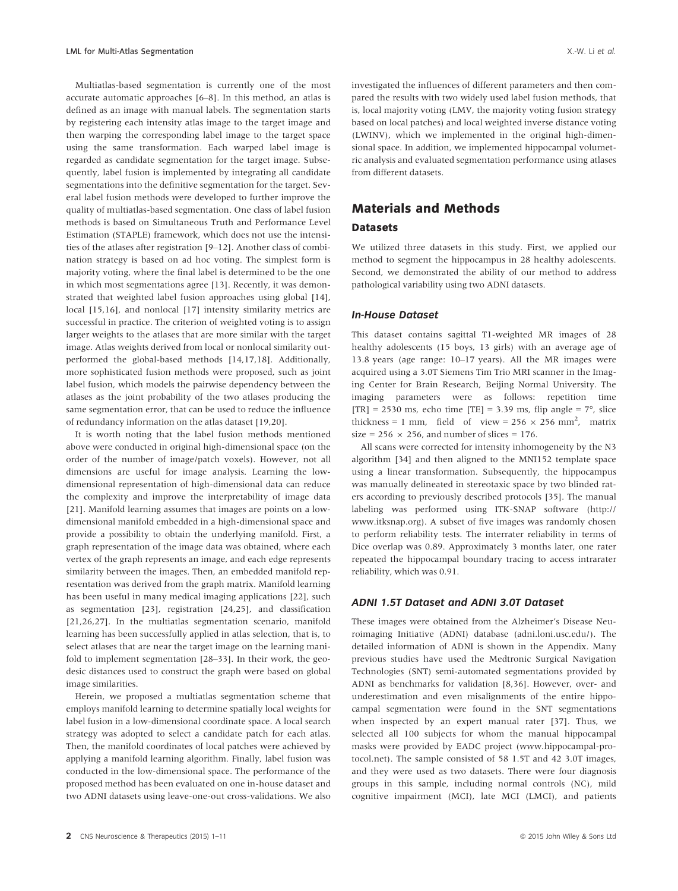Multiatlas-based segmentation is currently one of the most accurate automatic approaches [6–8]. In this method, an atlas is defined as an image with manual labels. The segmentation starts by registering each intensity atlas image to the target image and then warping the corresponding label image to the target space using the same transformation. Each warped label image is regarded as candidate segmentation for the target image. Subsequently, label fusion is implemented by integrating all candidate segmentations into the definitive segmentation for the target. Several label fusion methods were developed to further improve the quality of multiatlas-based segmentation. One class of label fusion methods is based on Simultaneous Truth and Performance Level Estimation (STAPLE) framework, which does not use the intensities of the atlases after registration [9–12]. Another class of combination strategy is based on ad hoc voting. The simplest form is majority voting, where the final label is determined to be the one in which most segmentations agree [13]. Recently, it was demonstrated that weighted label fusion approaches using global [14], local [15,16], and nonlocal [17] intensity similarity metrics are successful in practice. The criterion of weighted voting is to assign larger weights to the atlases that are more similar with the target image. Atlas weights derived from local or nonlocal similarity outperformed the global-based methods [14,17,18]. Additionally, more sophisticated fusion methods were proposed, such as joint label fusion, which models the pairwise dependency between the atlases as the joint probability of the two atlases producing the same segmentation error, that can be used to reduce the influence of redundancy information on the atlas dataset [19,20].

It is worth noting that the label fusion methods mentioned above were conducted in original high-dimensional space (on the order of the number of image/patch voxels). However, not all dimensions are useful for image analysis. Learning the low-dimensional representation of high-dimensional data can reduce the complexity and improve the interpretability of image data [21]. Manifold learning assumes that images are points on a low-dimensional manifold embedded in a high-dimensional space and provide a possibility to obtain the underlying manifold. First, a graph representation of the image data was obtained, where each vertex of the graph represents an image, and each edge represents similarity between the images. Then, an embedded manifold representation was derived from the graph matrix. Manifold learning has been useful in many medical imaging applications [22], such as segmentation [23], registration [24,25], and classification [21,26,27]. In the multiatlas segmentation scenario, manifold learning has been successfully applied in atlas selection, that is, to select atlases that are near the target image on the learning manifold to implement segmentation [28–33]. In their work, the geodesic distances used to construct the graph were based on global image similarities.

Herein, we proposed a multiatlas segmentation scheme that employs manifold learning to determine spatially local weights for label fusion in a low-dimensional coordinate space. A local search strategy was adopted to select a candidate patch for each atlas. Then, the manifold coordinates of local patches were achieved by applying a manifold learning algorithm. Finally, label fusion was conducted in the low-dimensional space. The performance of the proposed method has been evaluated on one in-house dataset and two ADNI datasets using leave-one-out cross-validations. We also investigated the influences of different parameters and then compared the results with two widely used label fusion methods, that is, local majority voting (LMV, the majority voting fusion strategy based on local patches) and local weighted inverse distance voting (LWINV), which we implemented in the original high-dimensional space. In addition, we implemented hippocampal volumetric analysis and evaluated segmentation performance using atlases from different datasets.

## Materials and Methods

### Datasets

We utilized three datasets in this study. First, we applied our method to segment the hippocampus in 28 healthy adolescents. Second, we demonstrated the ability of our method to address pathological variability using two ADNI datasets.

#### *In-House Dataset*

This dataset contains sagittal T1-weighted MR images of 28 healthy adolescents (15 boys, 13 girls) with an average age of 13.8 years (age range: 10–17 years). All the MR images were acquired using a 3.0T Siemens Tim Trio MRI scanner in the Imaging Center for Brain Research, Beijing Normal University. The imaging parameters were as follows: repetition time [TR] = 2530 ms, echo time [TE] = 3.39 ms, flip angle = 7°, slice thickness = 1 mm, field of view = 256 × 256 mm$^2$, matrix size = 256 × 256, and number of slices = 176.

All scans were corrected for intensity inhomogeneity by the N3 algorithm [34] and then aligned to the MNI152 template space using a linear transformation. Subsequently, the hippocampus was manually delineated in stereotaxic space by two blinded raters according to previously described protocols [35]. The manual labeling was performed using ITK-SNAP software (http://www.itksnap.org). A subset of five images was randomly chosen to perform reliability tests. The interrater reliability in terms of Dice overlap was 0.89. Approximately 3 months later, one rater repeated the hippocampal boundary tracing to access intrarater reliability, which was 0.91.

#### *ADNI 1.5T Dataset and ADNI 3.0T Dataset*

These images were obtained from the Alzheimer's Disease Neuroimaging Initiative (ADNI) database (adni.loni.usc.edu/). The detailed information of ADNI is shown in the Appendix. Many previous studies have used the Medtronic Surgical Navigation Technologies (SNT) semi-automated segmentations provided by ADNI as benchmarks for validation [8,36]. However, over- and underestimation and even misalignments of the entire hippocampal segmentation were found in the SNT segmentations when inspected by an expert manual rater [37]. Thus, we selected all 100 subjects for whom the manual hippocampal masks were provided by EADC project (www.hippocampal-protocol.net). The sample consisted of 58 1.5T and 42 3.0T images, and they were used as two datasets. There were four diagnosis groups in this sample, including normal controls (NC), mild cognitive impairment (MCI), late MCI (LMCI), and patients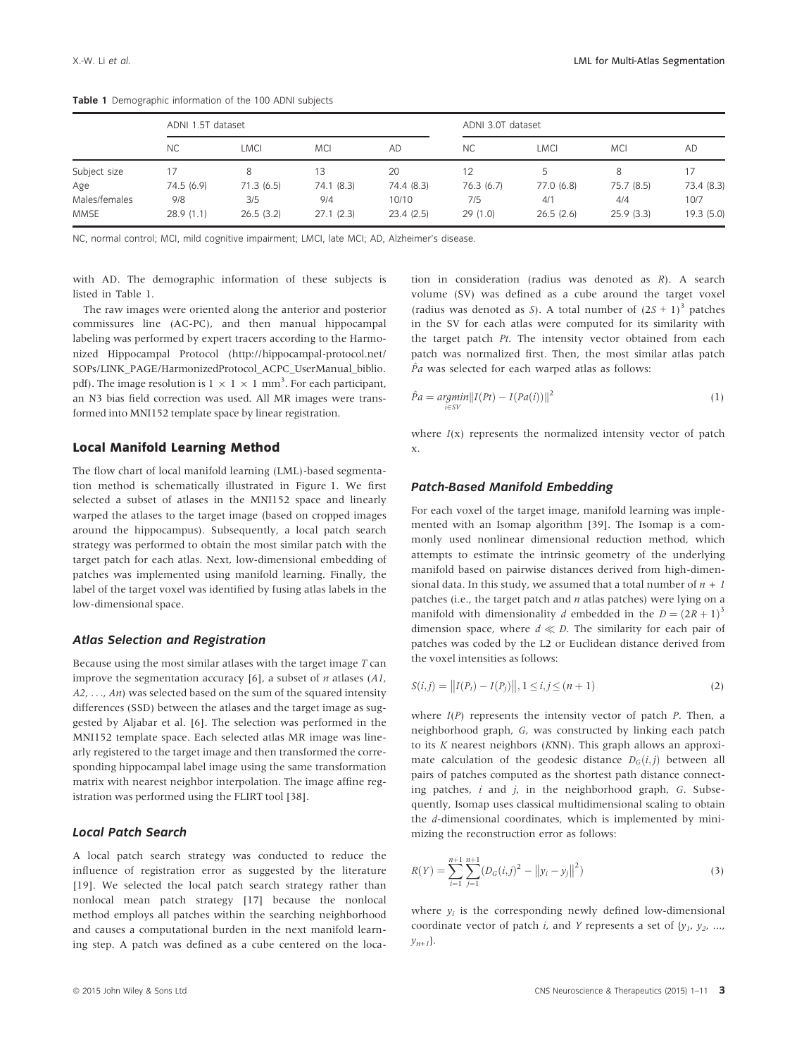**Table 1** Demographic information of the 100 ADNI subjects

| | ADNI 1.5T dataset | | | | ADNI 3.0T dataset | | | |
|---|---|---|---|---|---|---|---|---|
| | NC | LMCI | MCI | AD | NC | LMCI | MCI | AD |
| Subject size | 17 | 8 | 13 | 20 | 12 | 5 | 8 | 17 |
| Age | 74.5 (6.9) | 71.3 (6.5) | 74.1 (8.3) | 74.4 (8.3) | 76.3 (6.7) | 77.0 (6.8) | 75.7 (8.5) | 73.4 (8.3) |
| Males/females | 9/8 | 3/5 | 9/4 | 10/10 | 7/5 | 4/1 | 4/4 | 10/7 |
| MMSE | 28.9 (1.1) | 26.5 (3.2) | 27.1 (2.3) | 23.4 (2.5) | 29 (1.0) | 26.5 (2.6) | 25.9 (3.3) | 19.3 (5.0) |

NC, normal control; MCI, mild cognitive impairment; LMCI, late MCI; AD, Alzheimer's disease.

with AD. The demographic information of these subjects is listed in Table 1.

The raw images were oriented along the anterior and posterior commissures line (AC-PC), and then manual hippocampal labeling was performed by expert tracers according to the Harmonized Hippocampal Protocol (http://hippocampal-protocol.net/SOPs/LINK_PAGE/HarmonizedProtocol_ACPC_UserManual_biblio.pdf). The image resolution is $1 \times 1 \times 1$ mm$^3$. For each participant, an N3 bias field correction was used. All MR images were transformed into MNI152 template space by linear registration.

## Local Manifold Learning Method

The flow chart of local manifold learning (LML)-based segmentation method is schematically illustrated in Figure 1. We first selected a subset of atlases in the MNI152 space and linearly warped the atlases to the target image (based on cropped images around the hippocampus). Subsequently, a local patch search strategy was performed to obtain the most similar patch with the target patch for each atlas. Next, low-dimensional embedding of patches was implemented using manifold learning. Finally, the label of the target voxel was identified by fusing atlas labels in the low-dimensional space.

### Atlas Selection and Registration

Because using the most similar atlases with the target image $T$ can improve the segmentation accuracy [6], a subset of $n$ atlases ($A1$, $A2$, …, $An$) was selected based on the sum of the squared intensity differences (SSD) between the atlases and the target image as suggested by Aljabar et al. [6]. The selection was performed in the MNI152 template space. Each selected atlas MR image was linearly registered to the target image and then transformed the corresponding hippocampal label image using the same transformation matrix with nearest neighbor interpolation. The image affine registration was performed using the FLIRT tool [38].

### Local Patch Search

A local patch search strategy was conducted to reduce the influence of registration error as suggested by the literature [19]. We selected the local patch search strategy rather than nonlocal mean patch strategy [17] because the nonlocal method employs all patches within the searching neighborhood and causes a computational burden in the next manifold learning step. A patch was defined as a cube centered on the location in consideration (radius was denoted as $R$). A search volume (SV) was defined as a cube around the target voxel (radius was denoted as $S$). A total number of $(2S + 1)^3$ patches in the SV for each atlas were computed for its similarity with the target patch $Pt$. The intensity vector obtained from each patch was normalized first. Then, the most similar atlas patch $\hat{P}a$ was selected for each warped atlas as follows:

$$\hat{P}a = \underset{i \in SV}{argmin} \| I(Pt) - I(Pa(i)) \|^2 \tag{1}$$

where $I(\mathrm{x})$ represents the normalized intensity vector of patch x.

### Patch-Based Manifold Embedding

For each voxel of the target image, manifold learning was implemented with an Isomap algorithm [39]. The Isomap is a commonly used nonlinear dimensional reduction method, which attempts to estimate the intrinsic geometry of the underlying manifold based on pairwise distances derived from high-dimensional data. In this study, we assumed that a total number of $n + 1$ patches (i.e., the target patch and $n$ atlas patches) were lying on a manifold with dimensionality $d$ embedded in the $D = (2R + 1)^3$ dimension space, where $d \ll D$. The similarity for each pair of patches was coded by the L2 or Euclidean distance derived from the voxel intensities as follows:

$$S(i,j) = \| I(P_i) - I(P_j) \|, 1 \le i,j \le (n+1) \tag{2}$$

where $I(P)$ represents the intensity vector of patch $P$. Then, a neighborhood graph, $G$, was constructed by linking each patch to its $K$ nearest neighbors ($K$NN). This graph allows an approximate calculation of the geodesic distance $D_G(i,j)$ between all pairs of patches computed as the shortest path distance connecting patches, $i$ and $j$, in the neighborhood graph, $G$. Subsequently, Isomap uses classical multidimensional scaling to obtain the $d$-dimensional coordinates, which is implemented by minimizing the reconstruction error as follows:

$$R(Y) = \sum_{i=1}^{n+1} \sum_{j=1}^{n+1} (D_G(i,j)^2 - \| y_i - y_j \|^2) \tag{3}$$

where $y_i$ is the corresponding newly defined low-dimensional coordinate vector of patch $i$, and $Y$ represents a set of $\{y_1, y_2, ..., y_{n+1}\}$.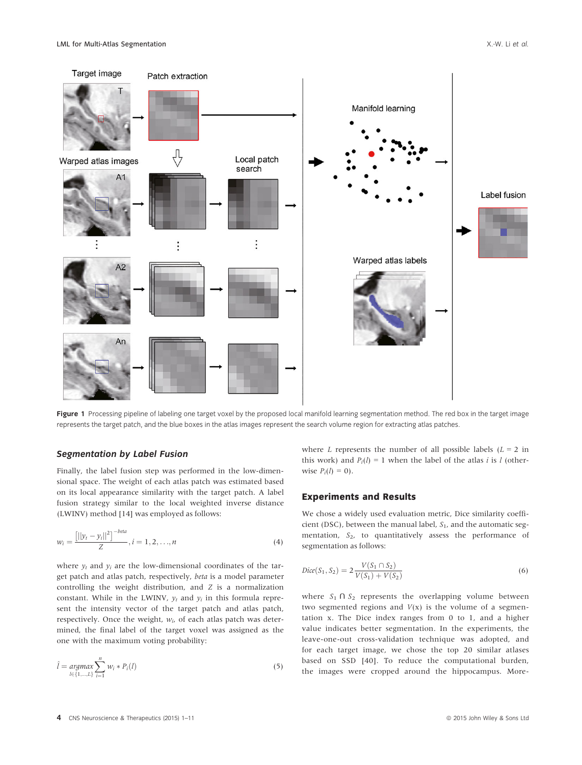Figure 1 Processing pipeline of labeling one target voxel by the proposed local manifold learning segmentation method. The red box in the target image represents the target patch, and the blue boxes in the atlas images represent the search volume region for extracting atlas patches.

### Segmentation by Label Fusion

Finally, the label fusion step was performed in the low-dimensional space. The weight of each atlas patch was estimated based on its local appearance similarity with the target patch. A label fusion strategy similar to the local weighted inverse distance (LWINV) method [14] was employed as follows:

$$w_i = \frac{\left[||y_t - y_i||^2\right]^{-beta}}{Z}, i = 1, 2, \ldots, n \tag{4}$$

where $y_t$ and $y_i$ are the low-dimensional coordinates of the target patch and atlas patch, respectively, *beta* is a model parameter controlling the weight distribution, and $Z$ is a normalization constant. While in the LWINV, $y_t$ and $y_i$ in this formula represent the intensity vector of the target patch and atlas patch, respectively. Once the weight, $w_i$, of each atlas patch was determined, the final label of the target voxel was assigned as the one with the maximum voting probability:

$$\hat{l} = \underset{l \in \{1, \ldots, L\}}{argmax} \sum_{i=1}^{n} w_i * P_i(l) \tag{5}$$

where $L$ represents the number of all possible labels ($L$ = 2 in this work) and $P_i(l)$ = 1 when the label of the atlas $i$ is $l$ (otherwise $P_i(l)$ = 0).

## Experiments and Results

We chose a widely used evaluation metric, Dice similarity coefficient (DSC), between the manual label, $S_1$, and the automatic segmentation, $S_2$, to quantitatively assess the performance of segmentation as follows:

$$Dice(S_1, S_2) = 2\frac{V(S_1 \cap S_2)}{V(S_1) + V(S_2)} \tag{6}$$

where $S_1 \cap S_2$ represents the overlapping volume between two segmented regions and $V(x)$ is the volume of a segmentation x. The Dice index ranges from 0 to 1, and a higher value indicates better segmentation. In the experiments, the leave-one-out cross-validation technique was adopted, and for each target image, we chose the top 20 similar atlases based on SSD [40]. To reduce the computational burden, the images were cropped around the hippocampus. More-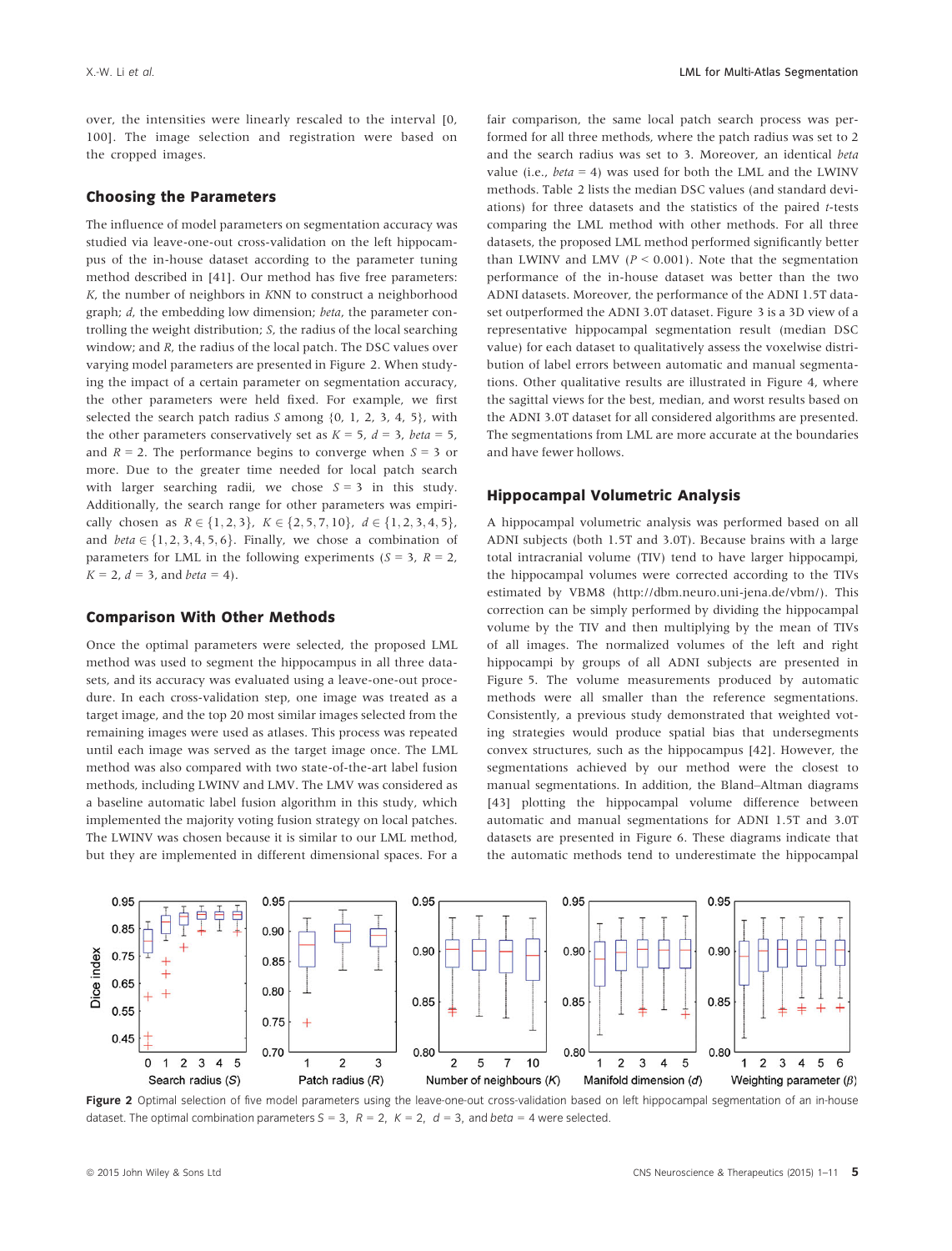over, the intensities were linearly rescaled to the interval [0, 100]. The image selection and registration were based on the cropped images.

## Choosing the Parameters

The influence of model parameters on segmentation accuracy was studied via leave-one-out cross-validation on the left hippocampus of the in-house dataset according to the parameter tuning method described in [41]. Our method has five free parameters: $K$, the number of neighbors in $K$NN to construct a neighborhood graph; $d$, the embedding low dimension; *beta*, the parameter controlling the weight distribution; $S$, the radius of the local searching window; and $R$, the radius of the local patch. The DSC values over varying model parameters are presented in Figure 2. When studying the impact of a certain parameter on segmentation accuracy, the other parameters were held fixed. For example, we first selected the search patch radius $S$ among {0, 1, 2, 3, 4, 5}, with the other parameters conservatively set as $K = 5$, $d = 3$, $beta = 5$, and $R = 2$. The performance begins to converge when $S = 3$ or more. Due to the greater time needed for local patch search with larger searching radii, we chose $S = 3$ in this study. Additionally, the search range for other parameters was empirically chosen as $R \in \{1, 2, 3\}$, $K \in \{2, 5, 7, 10\}$, $d \in \{1, 2, 3, 4, 5\}$, and $beta \in \{1, 2, 3, 4, 5, 6\}$. Finally, we chose a combination of parameters for LML in the following experiments ($S = 3$, $R = 2$, $K = 2$, $d = 3$, and $beta = 4$).

## Comparison With Other Methods

Once the optimal parameters were selected, the proposed LML method was used to segment the hippocampus in all three datasets, and its accuracy was evaluated using a leave-one-out procedure. In each cross-validation step, one image was treated as a target image, and the top 20 most similar images selected from the remaining images were used as atlases. This process was repeated until each image was served as the target image once. The LML method was also compared with two state-of-the-art label fusion methods, including LWINV and LMV. The LMV was considered as a baseline automatic label fusion algorithm in this study, which implemented the majority voting fusion strategy on local patches. The LWINV was chosen because it is similar to our LML method, but they are implemented in different dimensional spaces. For a fair comparison, the same local patch search process was performed for all three methods, where the patch radius was set to 2 and the search radius was set to 3. Moreover, an identical *beta* value (i.e., $beta = 4$) was used for both the LML and the LWINV methods. Table 2 lists the median DSC values (and standard deviations) for three datasets and the statistics of the paired $t$-tests comparing the LML method with other methods. For all three datasets, the proposed LML method performed significantly better than LWINV and LMV ($P < 0.001$). Note that the segmentation performance of the in-house dataset was better than the two ADNI datasets. Moreover, the performance of the ADNI 1.5T dataset outperformed the ADNI 3.0T dataset. Figure 3 is a 3D view of a representative hippocampal segmentation result (median DSC value) for each dataset to qualitatively assess the voxelwise distribution of label errors between automatic and manual segmentations. Other qualitative results are illustrated in Figure 4, where the sagittal views for the best, median, and worst results based on the ADNI 3.0T dataset for all considered algorithms are presented. The segmentations from LML are more accurate at the boundaries and have fewer hollows.

## Hippocampal Volumetric Analysis

A hippocampal volumetric analysis was performed based on all ADNI subjects (both 1.5T and 3.0T). Because brains with a large total intracranial volume (TIV) tend to have larger hippocampi, the hippocampal volumes were corrected according to the TIVs estimated by VBM8 (http://dbm.neuro.uni-jena.de/vbm/). This correction can be simply performed by dividing the hippocampal volume by the TIV and then multiplying by the mean of TIVs of all images. The normalized volumes of the left and right hippocampi by groups of all ADNI subjects are presented in Figure 5. The volume measurements produced by automatic methods were all smaller than the reference segmentations. Consistently, a previous study demonstrated that weighted voting strategies would produce spatial bias that undersegments convex structures, such as the hippocampus [42]. However, the segmentations achieved by our method were the closest to manual segmentations. In addition, the Bland–Altman diagrams [43] plotting the hippocampal volume difference between automatic and manual segmentations for ADNI 1.5T and 3.0T datasets are presented in Figure 6. These diagrams indicate that the automatic methods tend to underestimate the hippocampal

**Figure 2** Optimal selection of five model parameters using the leave-one-out cross-validation based on left hippocampal segmentation of an in-house dataset. The optimal combination parameters $S = 3$, $R = 2$, $K = 2$, $d = 3$, and $beta = 4$ were selected.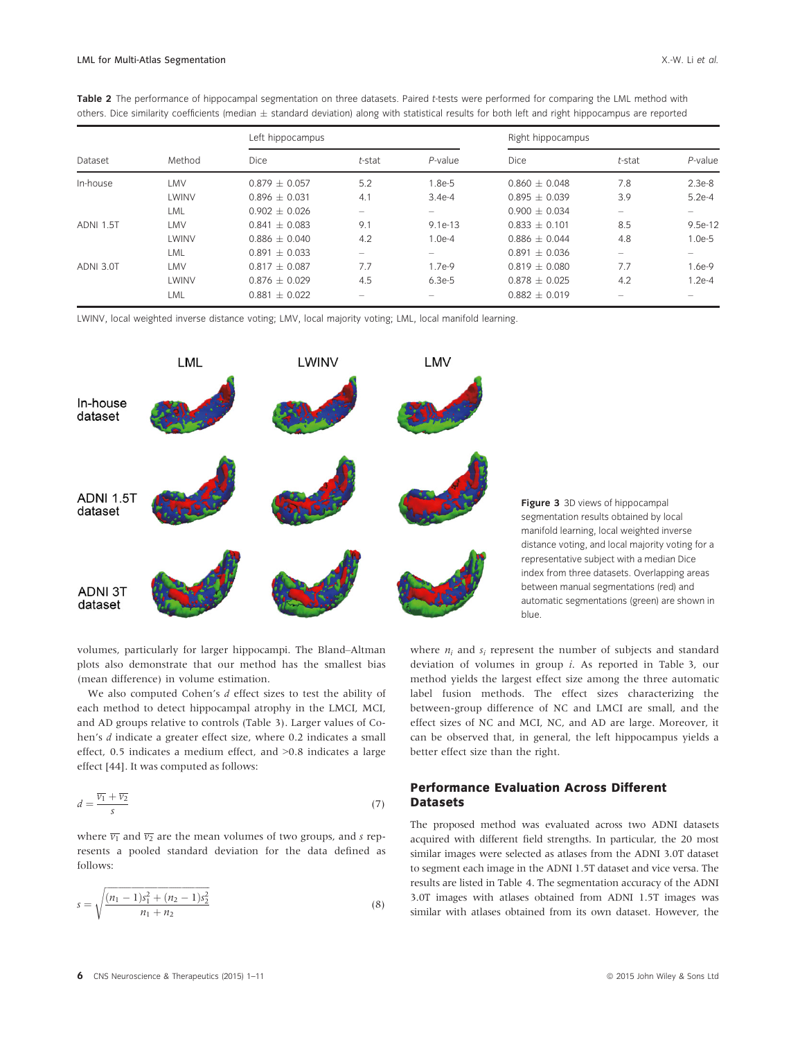**Table 2** The performance of hippocampal segmentation on three datasets. Paired *t*-tests were performed for comparing the LML method with others. Dice similarity coefficients (median ± standard deviation) along with statistical results for both left and right hippocampus are reported

| Dataset | Method | Left hippocampus | | | Right hippocampus | | |
|---|---|---|---|---|---|---|---|
| | | Dice | *t*-stat | *P*-value | Dice | *t*-stat | *P*-value |
| In-house | LMV | 0.879 ± 0.057 | 5.2 | 1.8e-5 | 0.860 ± 0.048 | 7.8 | 2.3e-8 |
| | LWINV | 0.896 ± 0.031 | 4.1 | 3.4e-4 | 0.895 ± 0.039 | 3.9 | 5.2e-4 |
| | LML | 0.902 ± 0.026 | – | – | 0.900 ± 0.034 | – | – |
| ADNI 1.5T | LMV | 0.841 ± 0.083 | 9.1 | 9.1e-13 | 0.833 ± 0.101 | 8.5 | 9.5e-12 |
| | LWINV | 0.886 ± 0.040 | 4.2 | 1.0e-4 | 0.886 ± 0.044 | 4.8 | 1.0e-5 |
| | LML | 0.891 ± 0.033 | – | – | 0.891 ± 0.036 | – | – |
| ADNI 3.0T | LMV | 0.817 ± 0.087 | 7.7 | 1.7e-9 | 0.819 ± 0.080 | 7.7 | 1.6e-9 |
| | LWINV | 0.876 ± 0.029 | 4.5 | 6.3e-5 | 0.878 ± 0.025 | 4.2 | 1.2e-4 |
| | LML | 0.881 ± 0.022 | – | – | 0.882 ± 0.019 | – | – |

LWINV, local weighted inverse distance voting; LMV, local majority voting; LML, local manifold learning.

**Figure 3** 3D views of hippocampal segmentation results obtained by local manifold learning, local weighted inverse distance voting, and local majority voting for a representative subject with a median Dice index from three datasets. Overlapping areas between manual segmentations (red) and automatic segmentations (green) are shown in blue.

volumes, particularly for larger hippocampi. The Bland–Altman plots also demonstrate that our method has the smallest bias (mean difference) in volume estimation.

We also computed Cohen's $d$ effect sizes to test the ability of each method to detect hippocampal atrophy in the LMCI, MCI, and AD groups relative to controls (Table 3). Larger values of Cohen's $d$ indicate a greater effect size, where 0.2 indicates a small effect, 0.5 indicates a medium effect, and >0.8 indicates a large effect [44]. It was computed as follows:

$$d = \frac{\overline{v_1} + \overline{v_2}}{s} \tag{7}$$

where $\overline{v_1}$ and $\overline{v_2}$ are the mean volumes of two groups, and $s$ represents a pooled standard deviation for the data defined as follows:

$$s = \sqrt{\frac{(n_1 - 1)s_1^2 + (n_2 - 1)s_2^2}{n_1 + n_2}} \tag{8}$$

where $n_i$ and $s_i$ represent the number of subjects and standard deviation of volumes in group $i$. As reported in Table 3, our method yields the largest effect size among the three automatic label fusion methods. The effect sizes characterizing the between-group difference of NC and LMCI are small, and the effect sizes of NC and MCI, NC, and AD are large. Moreover, it can be observed that, in general, the left hippocampus yields a better effect size than the right.

## Performance Evaluation Across Different Datasets

The proposed method was evaluated across two ADNI datasets acquired with different field strengths. In particular, the 20 most similar images were selected as atlases from the ADNI 3.0T dataset to segment each image in the ADNI 1.5T dataset and vice versa. The results are listed in Table 4. The segmentation accuracy of the ADNI 3.0T images with atlases obtained from ADNI 1.5T images was similar with atlases obtained from its own dataset. However, the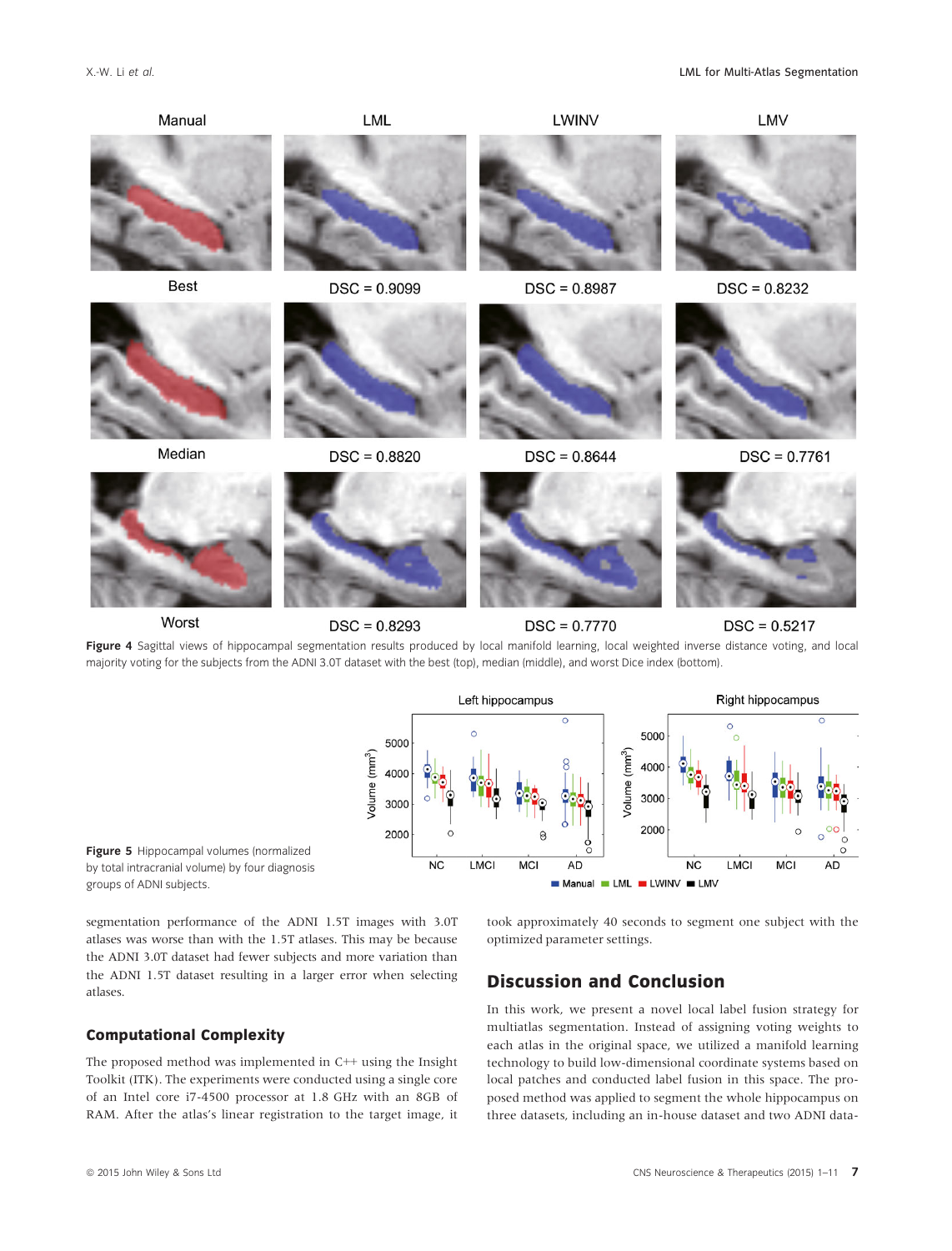Figure 4 Sagittal views of hippocampal segmentation results produced by local manifold learning, local weighted inverse distance voting, and local majority voting for the subjects from the ADNI 3.0T dataset with the best (top), median (middle), and worst Dice index (bottom).

Figure 5 Hippocampal volumes (normalized by total intracranial volume) by four diagnosis groups of ADNI subjects.

segmentation performance of the ADNI 1.5T images with 3.0T atlases was worse than with the 1.5T atlases. This may be because the ADNI 3.0T dataset had fewer subjects and more variation than the ADNI 1.5T dataset resulting in a larger error when selecting atlases.

## Computational Complexity

The proposed method was implemented in C++ using the Insight Toolkit (ITK). The experiments were conducted using a single core of an Intel core i7-4500 processor at 1.8 GHz with an 8GB of RAM. After the atlas's linear registration to the target image, it took approximately 40 seconds to segment one subject with the optimized parameter settings.

## Discussion and Conclusion

In this work, we present a novel local label fusion strategy for multiatlas segmentation. Instead of assigning voting weights to each atlas in the original space, we utilized a manifold learning technology to build low-dimensional coordinate systems based on local patches and conducted label fusion in this space. The proposed method was applied to segment the whole hippocampus on three datasets, including an in-house dataset and two ADNI data-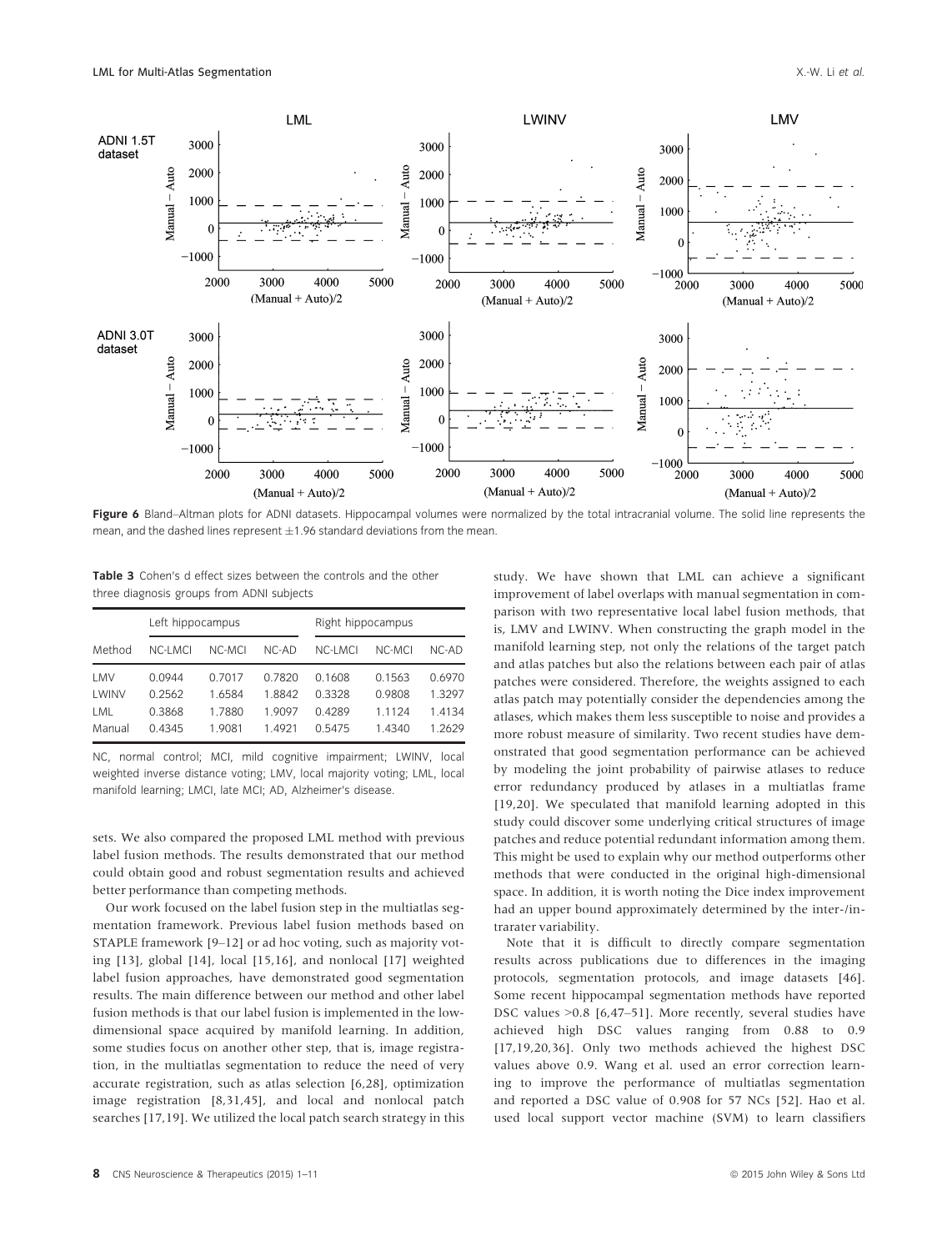**Figure 6** Bland–Altman plots for ADNI datasets. Hippocampal volumes were normalized by the total intracranial volume. The solid line represents the mean, and the dashed lines represent ±1.96 standard deviations from the mean.

**Table 3** Cohen's d effect sizes between the controls and the other three diagnosis groups from ADNI subjects

| Method | Left hippocampus | | | Right hippocampus | | |
|---|---|---|---|---|---|---|
| | NC-LMCI | NC-MCI | NC-AD | NC-LMCI | NC-MCI | NC-AD |
| LMV | 0.0944 | 0.7017 | 0.7820 | 0.1608 | 0.1563 | 0.6970 |
| LWINV | 0.2562 | 1.6584 | 1.8842 | 0.3328 | 0.9808 | 1.3297 |
| LML | 0.3868 | 1.7880 | 1.9097 | 0.4289 | 1.1124 | 1.4134 |
| Manual | 0.4345 | 1.9081 | 1.4921 | 0.5475 | 1.4340 | 1.2629 |

NC, normal control; MCI, mild cognitive impairment; LWINV, local weighted inverse distance voting; LMV, local majority voting; LML, local manifold learning; LMCI, late MCI; AD, Alzheimer's disease.

sets. We also compared the proposed LML method with previous label fusion methods. The results demonstrated that our method could obtain good and robust segmentation results and achieved better performance than competing methods.

Our work focused on the label fusion step in the multiatlas segmentation framework. Previous label fusion methods based on STAPLE framework [9–12] or ad hoc voting, such as majority voting [13], global [14], local [15,16], and nonlocal [17] weighted label fusion approaches, have demonstrated good segmentation results. The main difference between our method and other label fusion methods is that our label fusion is implemented in the low-dimensional space acquired by manifold learning. In addition, some studies focus on another other step, that is, image registration, in the multiatlas segmentation to reduce the need of very accurate registration, such as atlas selection [6,28], optimization image registration [8,31,45], and local and nonlocal patch searches [17,19]. We utilized the local patch search strategy in this study. We have shown that LML can achieve a significant improvement of label overlaps with manual segmentation in comparison with two representative local label fusion methods, that is, LMV and LWINV. When constructing the graph model in the manifold learning step, not only the relations of the target patch and atlas patches but also the relations between each pair of atlas patches were considered. Therefore, the weights assigned to each atlas patch may potentially consider the dependencies among the atlases, which makes them less susceptible to noise and provides a more robust measure of similarity. Two recent studies have demonstrated that good segmentation performance can be achieved by modeling the joint probability of pairwise atlases to reduce error redundancy produced by atlases in a multiatlas frame [19,20]. We speculated that manifold learning adopted in this study could discover some underlying critical structures of image patches and reduce potential redundant information among them. This might be used to explain why our method outperforms other methods that were conducted in the original high-dimensional space. In addition, it is worth noting the Dice index improvement had an upper bound approximately determined by the inter-/intrarater variability.

Note that it is difficult to directly compare segmentation results across publications due to differences in the imaging protocols, segmentation protocols, and image datasets [46]. Some recent hippocampal segmentation methods have reported DSC values >0.8 [6,47–51]. More recently, several studies have achieved high DSC values ranging from 0.88 to 0.9 [17,19,20,36]. Only two methods achieved the highest DSC values above 0.9. Wang et al. used an error correction learning to improve the performance of multiatlas segmentation and reported a DSC value of 0.908 for 57 NCs [52]. Hao et al. used local support vector machine (SVM) to learn classifiers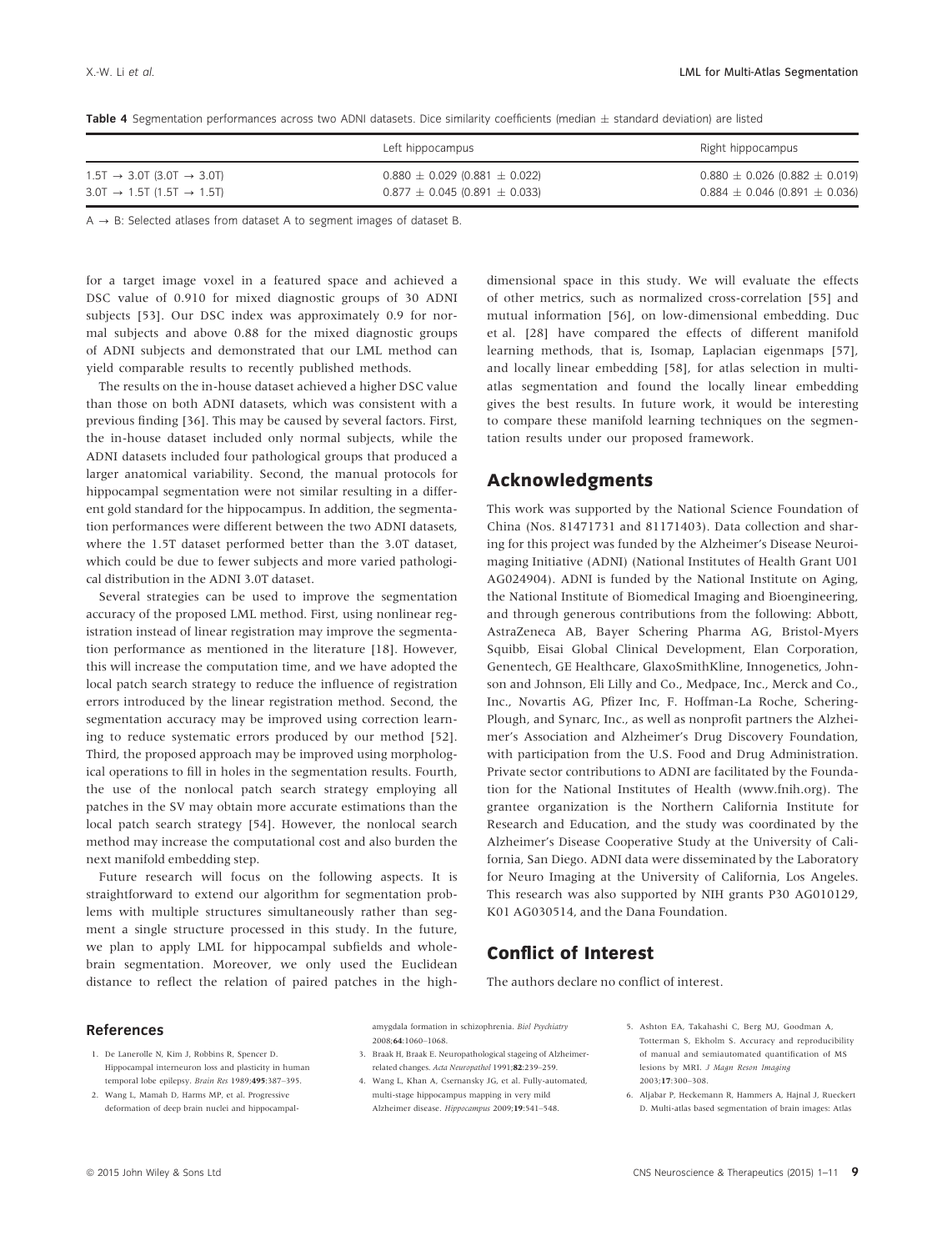**Table 4** Segmentation performances across two ADNI datasets. Dice similarity coefficients (median ± standard deviation) are listed

| | Left hippocampus | Right hippocampus |
|---|---|---|
| 1.5T → 3.0T (3.0T → 3.0T) | 0.880 ± 0.029 (0.881 ± 0.022) | 0.880 ± 0.026 (0.882 ± 0.019) |
| 3.0T → 1.5T (1.5T → 1.5T) | 0.877 ± 0.045 (0.891 ± 0.033) | 0.884 ± 0.046 (0.891 ± 0.036) |

A → B: Selected atlases from dataset A to segment images of dataset B.

for a target image voxel in a featured space and achieved a DSC value of 0.910 for mixed diagnostic groups of 30 ADNI subjects [53]. Our DSC index was approximately 0.9 for normal subjects and above 0.88 for the mixed diagnostic groups of ADNI subjects and demonstrated that our LML method can yield comparable results to recently published methods.

The results on the in-house dataset achieved a higher DSC value than those on both ADNI datasets, which was consistent with a previous finding [36]. This may be caused by several factors. First, the in-house dataset included only normal subjects, while the ADNI datasets included four pathological groups that produced a larger anatomical variability. Second, the manual protocols for hippocampal segmentation were not similar resulting in a different gold standard for the hippocampus. In addition, the segmentation performances were different between the two ADNI datasets, where the 1.5T dataset performed better than the 3.0T dataset, which could be due to fewer subjects and more varied pathological distribution in the ADNI 3.0T dataset.

Several strategies can be used to improve the segmentation accuracy of the proposed LML method. First, using nonlinear registration instead of linear registration may improve the segmentation performance as mentioned in the literature [18]. However, this will increase the computation time, and we have adopted the local patch search strategy to reduce the influence of registration errors introduced by the linear registration method. Second, the segmentation accuracy may be improved using correction learning to reduce systematic errors produced by our method [52]. Third, the proposed approach may be improved using morphological operations to fill in holes in the segmentation results. Fourth, the use of the nonlocal patch search strategy employing all patches in the SV may obtain more accurate estimations than the local patch search strategy [54]. However, the nonlocal search method may increase the computational cost and also burden the next manifold embedding step.

Future research will focus on the following aspects. It is straightforward to extend our algorithm for segmentation problems with multiple structures simultaneously rather than segment a single structure processed in this study. In the future, we plan to apply LML for hippocampal subfields and whole-brain segmentation. Moreover, we only used the Euclidean distance to reflect the relation of paired patches in the high-dimensional space in this study. We will evaluate the effects of other metrics, such as normalized cross-correlation [55] and mutual information [56], on low-dimensional embedding. Duc et al. [28] have compared the effects of different manifold learning methods, that is, Isomap, Laplacian eigenmaps [57], and locally linear embedding [58], for atlas selection in multi-atlas segmentation and found the locally linear embedding gives the best results. In future work, it would be interesting to compare these manifold learning techniques on the segmentation results under our proposed framework.

## Acknowledgments

This work was supported by the National Science Foundation of China (Nos. 81471731 and 81171403). Data collection and sharing for this project was funded by the Alzheimer's Disease Neuroimaging Initiative (ADNI) (National Institutes of Health Grant U01 AG024904). ADNI is funded by the National Institute on Aging, the National Institute of Biomedical Imaging and Bioengineering, and through generous contributions from the following: Abbott, AstraZeneca AB, Bayer Schering Pharma AG, Bristol-Myers Squibb, Eisai Global Clinical Development, Elan Corporation, Genentech, GE Healthcare, GlaxoSmithKline, Innogenetics, Johnson and Johnson, Eli Lilly and Co., Medpace, Inc., Merck and Co., Inc., Novartis AG, Pfizer Inc, F. Hoffman-La Roche, Schering-Plough, and Synarc, Inc., as well as nonprofit partners the Alzheimer's Association and Alzheimer's Drug Discovery Foundation, with participation from the U.S. Food and Drug Administration. Private sector contributions to ADNI are facilitated by the Foundation for the National Institutes of Health (www.fnih.org). The grantee organization is the Northern California Institute for Research and Education, and the study was coordinated by the Alzheimer's Disease Cooperative Study at the University of California, San Diego. ADNI data were disseminated by the Laboratory for Neuro Imaging at the University of California, Los Angeles. This research was also supported by NIH grants P30 AG010129, K01 AG030514, and the Dana Foundation.

## Conflict of Interest

The authors declare no conflict of interest.

## References

1. De Lanerolle N, Kim J, Robbins R, Spencer D. Hippocampal interneuron loss and plasticity in human temporal lobe epilepsy. *Brain Res* 1989;**495**:387–395.
2. Wang L, Mamah D, Harms MP, et al. Progressive deformation of deep brain nuclei and hippocampal-amygdala formation in schizophrenia. *Biol Psychiatry* 2008;**64**:1060–1068.
3. Braak H, Braak E. Neuropathological stageing of Alzheimer-related changes. *Acta Neuropathol* 1991;**82**:239–259.
4. Wang L, Khan A, Csernansky JG, et al. Fully-automated, multi-stage hippocampus mapping in very mild Alzheimer disease. *Hippocampus* 2009;**19**:541–548.
5. Ashton EA, Takahashi C, Berg MJ, Goodman A, Totterman S, Ekholm S. Accuracy and reproducibility of manual and semiautomated quantification of MS lesions by MRI. *J Magn Reson Imaging* 2003;**17**:300–308.
6. Aljabar P, Heckemann R, Hammers A, Hajnal J, Rueckert D. Multi-atlas based segmentation of brain images: Atlas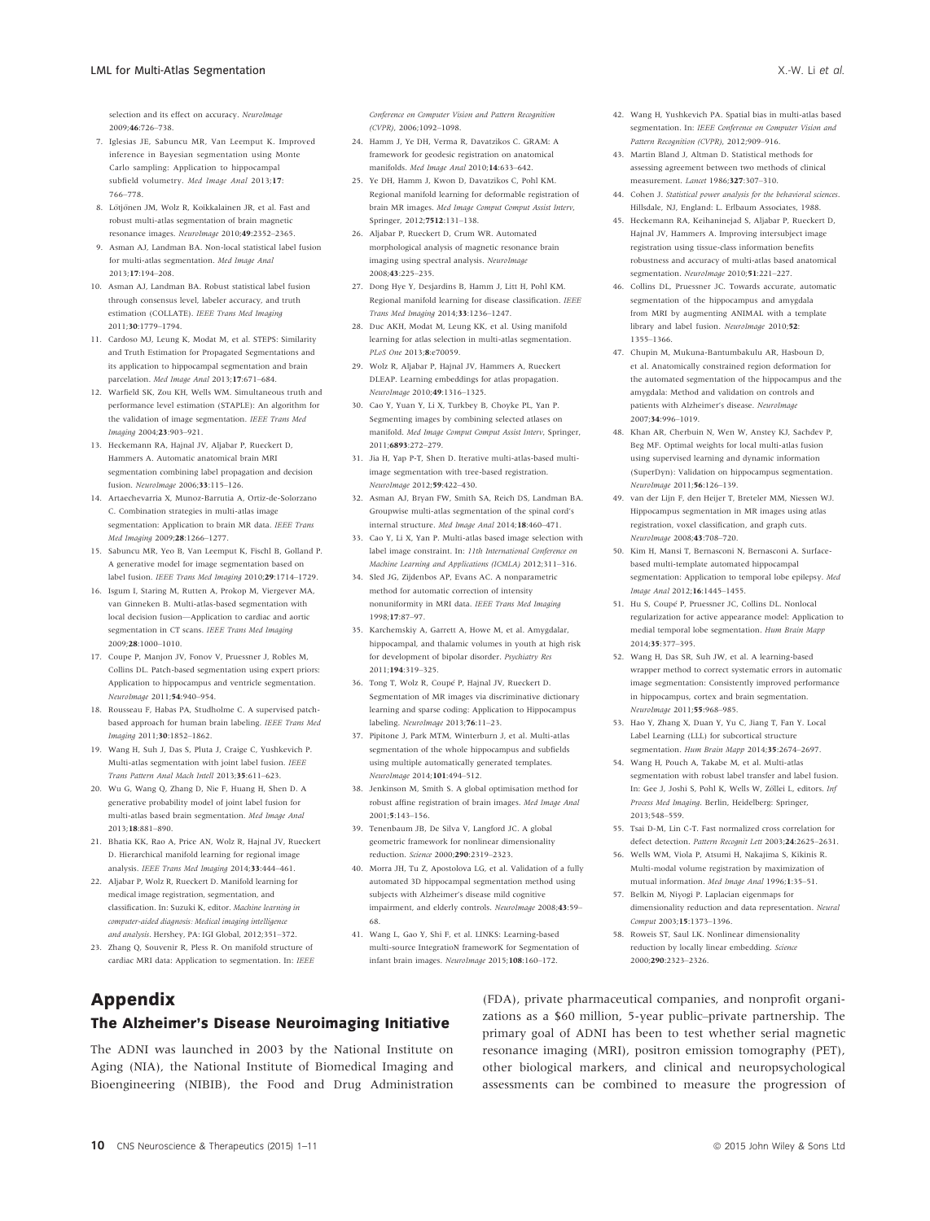selection and its effect on accuracy. *NeuroImage* 2009;**46**:726–738.

7. Iglesias JE, Sabuncu MR, Van Leemput K. Improved inference in Bayesian segmentation using Monte Carlo sampling: Application to hippocampal subfield volumetry. *Med Image Anal* 2013;**17**: 766–778.
8. Lötjönen JM, Wolz R, Koikkalainen JR, et al. Fast and robust multi-atlas segmentation of brain magnetic resonance images. *NeuroImage* 2010;**49**:2352–2365.
9. Asman AJ, Landman BA. Non-local statistical label fusion for multi-atlas segmentation. *Med Image Anal* 2013;**17**:194–208.
10. Asman AJ, Landman BA. Robust statistical label fusion through consensus level, labeler accuracy, and truth estimation (COLLATE). *IEEE Trans Med Imaging* 2011;**30**:1779–1794.
11. Cardoso MJ, Leung K, Modat M, et al. STEPS: Similarity and Truth Estimation for Propagated Segmentations and its application to hippocampal segmentation and brain parcelation. *Med Image Anal* 2013;**17**:671–684.
12. Warfield SK, Zou KH, Wells WM. Simultaneous truth and performance level estimation (STAPLE): An algorithm for the validation of image segmentation. *IEEE Trans Med Imaging* 2004;**23**:903–921.
13. Heckemann RA, Hajnal JV, Aljabar P, Rueckert D, Hammers A. Automatic anatomical brain MRI segmentation combining label propagation and decision fusion. *NeuroImage* 2006;**33**:115–126.
14. Artaechevarria X, Munoz-Barrutia A, Ortiz-de-Solorzano C. Combination strategies in multi-atlas image segmentation: Application to brain MR data. *IEEE Trans Med Imaging* 2009;**28**:1266–1277.
15. Sabuncu MR, Yeo B, Van Leemput K, Fischl B, Golland P. A generative model for image segmentation based on label fusion. *IEEE Trans Med Imaging* 2010;**29**:1714–1729.
16. Isgum I, Staring M, Rutten A, Prokop M, Viergever MA, van Ginneken B. Multi-atlas-based segmentation with local decision fusion—Application to cardiac and aortic segmentation in CT scans. *IEEE Trans Med Imaging* 2009;**28**:1000–1010.
17. Coupe P, Manjon JV, Fonov V, Pruessner J, Robles M, Collins DL. Patch-based segmentation using expert priors: Application to hippocampus and ventricle segmentation. *NeuroImage* 2011;**54**:940–954.
18. Rousseau F, Habas PA, Studholme C. A supervised patch-based approach for human brain labeling. *IEEE Trans Med Imaging* 2011;**30**:1852–1862.
19. Wang H, Suh J, Das S, Pluta J, Craige C, Yushkevich P. Multi-atlas segmentation with joint label fusion. *IEEE Trans Pattern Anal Mach Intell* 2013;**35**:611–623.
20. Wu G, Wang Q, Zhang D, Nie F, Huang H, Shen D. A generative probability model of joint label fusion for multi-atlas based brain segmentation. *Med Image Anal* 2013;**18**:881–890.
21. Bhatia KK, Rao A, Price AN, Wolz R, Hajnal JV, Rueckert D. Hierarchical manifold learning for regional image analysis. *IEEE Trans Med Imaging* 2014;**33**:444–461.
22. Aljabar P, Wolz R, Rueckert D. Manifold learning for medical image registration, segmentation, and classification. In: Suzuki K, editor. *Machine learning in computer-aided diagnosis: Medical imaging intelligence and analysis*. Hershey, PA: IGI Global, 2012;351–372.
23. Zhang Q, Souvenir R, Pless R. On manifold structure of cardiac MRI data: Application to segmentation. In: *IEEE Conference on Computer Vision and Pattern Recognition (CVPR)*, 2006;1092–1098.
24. Hamm J, Ye DH, Verma R, Davatzikos C. GRAM: A framework for geodesic registration on anatomical manifolds. *Med Image Anal* 2010;**14**:633–642.
25. Ye DH, Hamm J, Kwon D, Davatzikos C, Pohl KM. Regional manifold learning for deformable registration of brain MR images. *Med Image Comput Comput Assist Interv*, Springer, 2012;**7512**:131–138.
26. Aljabar P, Rueckert D, Crum WR. Automated morphological analysis of magnetic resonance brain imaging using spectral analysis. *NeuroImage* 2008;**43**:225–235.
27. Dong Hye Y, Desjardins B, Hamm J, Litt H, Pohl KM. Regional manifold learning for disease classification. *IEEE Trans Med Imaging* 2014;**33**:1236–1247.
28. Duc AKH, Modat M, Leung KK, et al. Using manifold learning for atlas selection in multi-atlas segmentation. *PLoS One* 2013;**8**:e70059.
29. Wolz R, Aljabar P, Hajnal JV, Hammers A, Rueckert D. LEAP: Learning embeddings for atlas propagation. *NeuroImage* 2010;**49**:1316–1325.
30. Cao Y, Yuan Y, Li X, Turkbey B, Choyke PL, Yan P. Segmenting images by combining selected atlases on manifold. *Med Image Comput Comput Assist Interv*, Springer, 2011;**6893**:272–279.
31. Jia H, Yap P-T, Shen D. Iterative multi-atlas-based multi-image segmentation with tree-based registration. *NeuroImage* 2012;**59**:422–430.
32. Asman AJ, Bryan FW, Smith SA, Reich DS, Landman BA. Groupwise multi-atlas segmentation of the spinal cord's internal structure. *Med Image Anal* 2014;**18**:460–471.
33. Cao Y, Li X, Yan P. Multi-atlas based image selection with label image constraint. In: *11th International Conference on Machine Learning and Applications (ICMLA)* 2012;311–316.
34. Sled JG, Zijdenbos AP, Evans AC. A nonparametric method for automatic correction of intensity nonuniformity in MRI data. *IEEE Trans Med Imaging* 1998;**17**:87–97.
35. Karchemskiy A, Garrett A, Howe M, et al. Amygdalar, hippocampal, and thalamic volumes in youth at high risk for development of bipolar disorder. *Psychiatry Res* 2011;**194**:319–325.
36. Tong T, Wolz R, Coupé P, Hajnal JV, Rueckert D. Segmentation of MR images via discriminative dictionary learning and sparse coding: Application to Hippocampus labeling. *NeuroImage* 2013;**76**:11–23.
37. Pipitone J, Park MTM, Winterburn J, et al. Multi-atlas segmentation of the whole hippocampus and subfields using multiple automatically generated templates. *NeuroImage* 2014;**101**:494–512.
38. Jenkinson M, Smith S. A global optimisation method for robust affine registration of brain images. *Med Image Anal* 2001;**5**:143–156.
39. Tenenbaum JB, De Silva V, Langford JC. A global geometric framework for nonlinear dimensionality reduction. *Science* 2000;**290**:2319–2323.
40. Morra JH, Tu Z, Apostolova LG, et al. Validation of a fully automated 3D hippocampal segmentation method using subjects with Alzheimer's disease mild cognitive impairment, and elderly controls. *NeuroImage* 2008;**43**:59–68.
41. Wang L, Gao Y, Shi F, et al. LINKS: Learning-based multi-source IntegratioN frameworK for Segmentation of infant brain images. *NeuroImage* 2015;**108**:160–172.
42. Wang H, Yushkevich PA. Spatial bias in multi-atlas based segmentation. In: *IEEE Conference on Computer Vision and Pattern Recognition (CVPR)*, 2012;909–916.
43. Martin Bland J, Altman D. Statistical methods for assessing agreement between two methods of clinical measurement. *Lancet* 1986;**327**:307–310.
44. Cohen J. *Statistical power analysis for the behavioral sciences*. Hillsdale, NJ, England: L. Erlbaum Associates, 1988.
45. Heckemann RA, Keihaninejad S, Aljabar P, Rueckert D, Hajnal JV, Hammers A. Improving intersubject image registration using tissue-class information benefits robustness and accuracy of multi-atlas based anatomical segmentation. *NeuroImage* 2010;**51**:221–227.
46. Collins DL, Pruessner JC. Towards accurate, automatic segmentation of the hippocampus and amygdala from MRI by augmenting ANIMAL with a template library and label fusion. *NeuroImage* 2010;**52**: 1355–1366.
47. Chupin M, Mukuna-Bantumbakulu AR, Hasboun D, et al. Anatomically constrained region deformation for the automated segmentation of the hippocampus and the amygdala: Method and validation on controls and patients with Alzheimer's disease. *NeuroImage* 2007;**34**:996–1019.
48. Khan AR, Cherbuin N, Wen W, Anstey KJ, Sachdev P, Beg MF. Optimal weights for local multi-atlas fusion using supervised learning and dynamic information (SuperDyn): Validation on hippocampus segmentation. *NeuroImage* 2011;**56**:126–139.
49. van der Lijn F, den Heijer T, Breteler MM, Niessen WJ. Hippocampus segmentation in MR images using atlas registration, voxel classification, and graph cuts. *NeuroImage* 2008;**43**:708–720.
50. Kim H, Mansi T, Bernasconi N, Bernasconi A. Surface-based multi-template automated hippocampal segmentation: Application to temporal lobe epilepsy. *Med Image Anal* 2012;**16**:1445–1455.
51. Hu S, Coupé P, Pruessner JC, Collins DL. Nonlocal regularization for active appearance model: Application to medial temporal lobe segmentation. *Hum Brain Mapp* 2014;**35**:377–395.
52. Wang H, Das SR, Suh JW, et al. A learning-based wrapper method to correct systematic errors in automatic image segmentation: Consistently improved performance in hippocampus, cortex and brain segmentation. *NeuroImage* 2011;**55**:968–985.
53. Hao Y, Zhang X, Duan Y, Yu C, Jiang T, Fan Y. Local Label Learning (LLL) for subcortical structure segmentation. *Hum Brain Mapp* 2014;**35**:2674–2697.
54. Wang H, Pouch A, Takabe M, et al. Multi-atlas segmentation with robust label transfer and label fusion. In: Gee J, Joshi S, Pohl K, Wells W, Zöllei L, editors. *Inf Process Med Imaging*. Berlin, Heidelberg: Springer, 2013;548–559.
55. Tsai D-M, Lin C-T. Fast normalized cross correlation for defect detection. *Pattern Recognit Lett* 2003;**24**:2625–2631.
56. Wells WM, Viola P, Atsumi H, Nakajima S, Kikinis R. Multi-modal volume registration by maximization of mutual information. *Med Image Anal* 1996;**1**:35–51.
57. Belkin M, Niyogi P. Laplacian eigenmaps for dimensionality reduction and data representation. *Neural Comput* 2003;**15**:1373–1396.
58. Roweis ST, Saul LK. Nonlinear dimensionality reduction by locally linear embedding. *Science* 2000;**290**:2323–2326.

# Appendix

## The Alzheimer's Disease Neuroimaging Initiative

The ADNI was launched in 2003 by the National Institute on Aging (NIA), the National Institute of Biomedical Imaging and Bioengineering (NIBIB), the Food and Drug Administration (FDA), private pharmaceutical companies, and nonprofit organizations as a $60 million, 5-year public–private partnership. The primary goal of ADNI has been to test whether serial magnetic resonance imaging (MRI), positron emission tomography (PET), other biological markers, and clinical and neuropsychological assessments can be combined to measure the progression of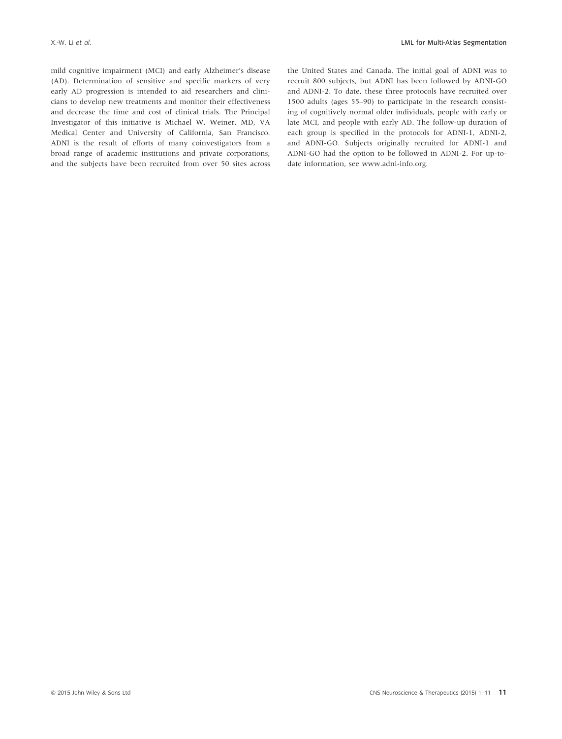mild cognitive impairment (MCI) and early Alzheimer's disease (AD). Determination of sensitive and specific markers of very early AD progression is intended to aid researchers and clinicians to develop new treatments and monitor their effectiveness and decrease the time and cost of clinical trials. The Principal Investigator of this initiative is Michael W. Weiner, MD, VA Medical Center and University of California, San Francisco. ADNI is the result of efforts of many coinvestigators from a broad range of academic institutions and private corporations, and the subjects have been recruited from over 50 sites across the United States and Canada. The initial goal of ADNI was to recruit 800 subjects, but ADNI has been followed by ADNI-GO and ADNI-2. To date, these three protocols have recruited over 1500 adults (ages 55–90) to participate in the research consisting of cognitively normal older individuals, people with early or late MCI, and people with early AD. The follow-up duration of each group is specified in the protocols for ADNI-1, ADNI-2, and ADNI-GO. Subjects originally recruited for ADNI-1 and ADNI-GO had the option to be followed in ADNI-2. For up-to-date information, see www.adni-info.org.